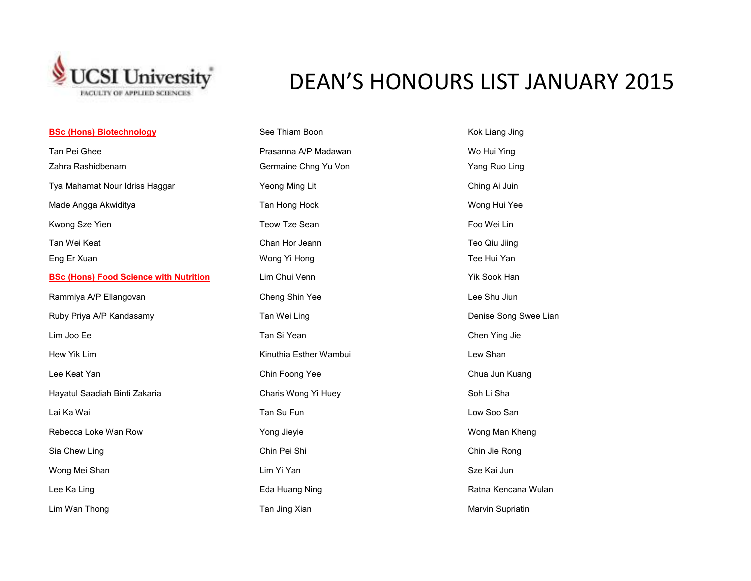UCSI University
FACULTY OF APPLIED SCIENCES

# DEAN'S HONOURS LIST JANUARY 2015

## BSc (Hons) Biotechnology

Tan Pei Ghee
Zahra Rashidbenam
Tya Mahamat Nour Idriss Haggar
Made Angga Akwiditya
Kwong Sze Yien
Tan Wei Keat
Eng Er Xuan

## BSc (Hons) Food Science with Nutrition

Rammiya A/P Ellangovan
Ruby Priya A/P Kandasamy
Lim Joo Ee
Hew Yik Lim
Lee Keat Yan
Hayatul Saadiah Binti Zakaria
Lai Ka Wai
Rebecca Loke Wan Row
Sia Chew Ling
Wong Mei Shan
Lee Ka Ling
Lim Wan Thong
See Thiam Boon
Prasanna A/P Madawan
Germaine Chng Yu Von
Yeong Ming Lit
Tan Hong Hock
Teow Tze Sean
Chan Hor Jeann
Wong Yi Hong
Lim Chui Venn
Cheng Shin Yee
Tan Wei Ling
Tan Si Yean
Kinuthia Esther Wambui
Chin Foong Yee
Charis Wong Yi Huey
Tan Su Fun
Yong Jieyie
Chin Pei Shi
Lim Yi Yan
Eda Huang Ning
Tan Jing Xian
Kok Liang Jing
Wo Hui Ying
Yang Ruo Ling
Ching Ai Juin
Wong Hui Yee
Foo Wei Lin
Teo Qiu Jiing
Tee Hui Yan
Yik Sook Han
Lee Shu Jiun
Denise Song Swee Lian
Chen Ying Jie
Lew Shan
Chua Jun Kuang
Soh Li Sha
Low Soo San
Wong Man Kheng
Chin Jie Rong
Sze Kai Jun
Ratna Kencana Wulan
Marvin Supriatin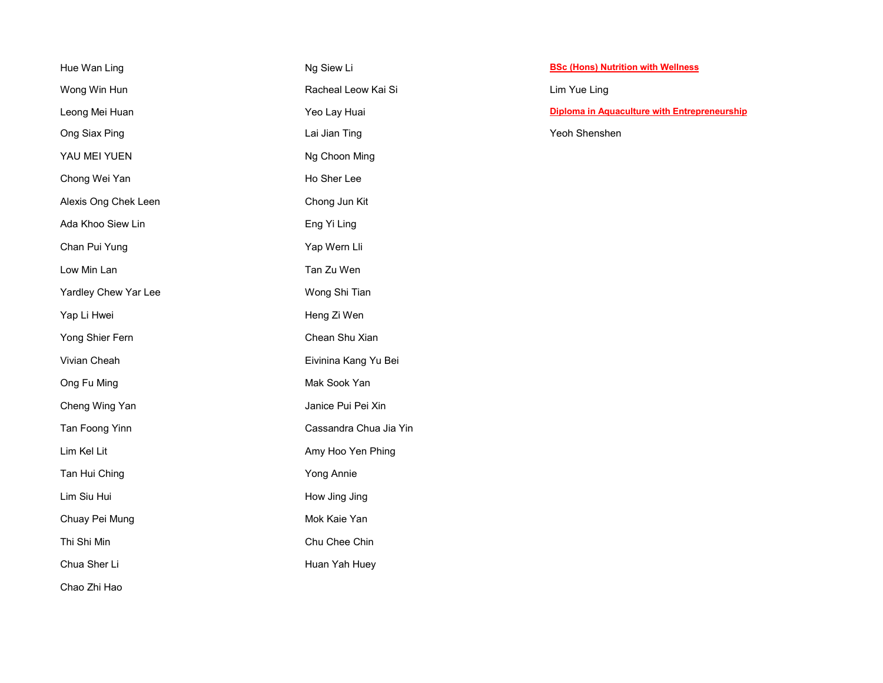Hue Wan Ling

Wong Win Hun

Leong Mei Huan

Ong Siax Ping

YAU MEI YUEN

Chong Wei Yan

Alexis Ong Chek Leen

Ada Khoo Siew Lin

Chan Pui Yung

Low Min Lan

Yardley Chew Yar Lee

Yap Li Hwei

Yong Shier Fern

Vivian Cheah

Ong Fu Ming

Cheng Wing Yan

Tan Foong Yinn

Lim Kel Lit

Tan Hui Ching

Lim Siu Hui

Chuay Pei Mung

Thi Shi Min

Chua Sher Li

Chao Zhi Hao

Ng Siew Li

Racheal Leow Kai Si

Yeo Lay Huai

Lai Jian Ting

Ng Choon Ming

Ho Sher Lee

Chong Jun Kit

Eng Yi Ling

Yap Wern Lli

Tan Zu Wen

Wong Shi Tian

Heng Zi Wen

Chean Shu Xian

Eivinina Kang Yu Bei

Mak Sook Yan

Janice Pui Pei Xin

Cassandra Chua Jia Yin

Amy Hoo Yen Phing

Yong Annie

How Jing Jing

Mok Kaie Yan

Chu Chee Chin

Huan Yah Huey

**BSc (Hons) Nutrition with Wellness**

Lim Yue Ling

**Diploma in Aquaculture with Entrepreneurship**

Yeoh Shenshen